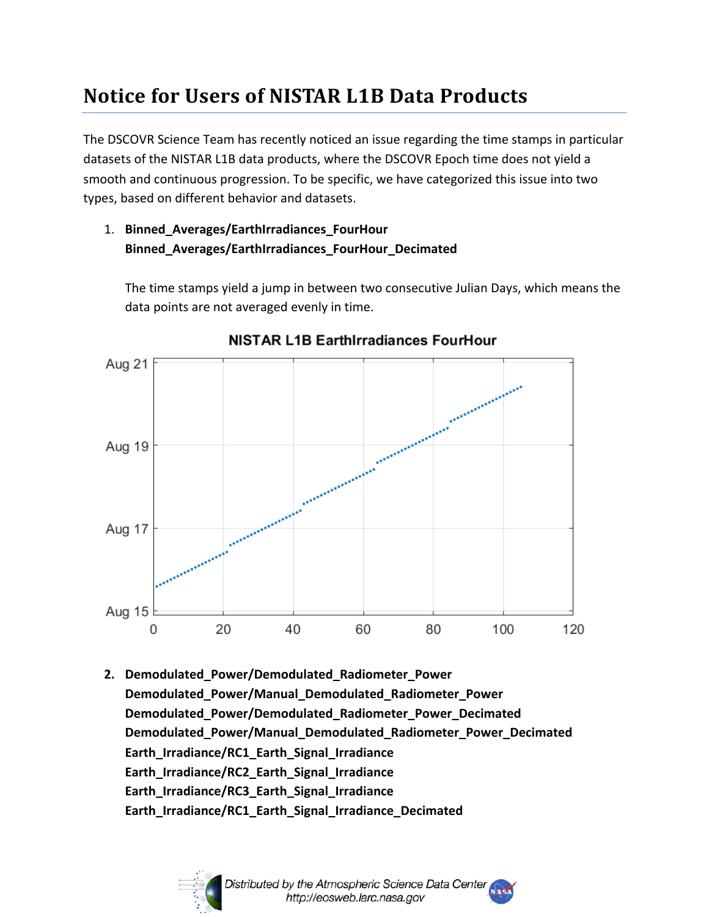# Notice for Users of NISTAR L1B Data Products

The DSCOVR Science Team has recently noticed an issue regarding the time stamps in particular datasets of the NISTAR L1B data products, where the DSCOVR Epoch time does not yield a smooth and continuous progression. To be specific, we have categorized this issue into two types, based on different behavior and datasets.

1. **Binned_Averages/EarthIrradiances_FourHour**
   **Binned_Averages/EarthIrradiances_FourHour_Decimated**

   The time stamps yield a jump in between two consecutive Julian Days, which means the data points are not averaged evenly in time.

2. **Demodulated_Power/Demodulated_Radiometer_Power**
   **Demodulated_Power/Manual_Demodulated_Radiometer_Power**
   **Demodulated_Power/Demodulated_Radiometer_Power_Decimated**
   **Demodulated_Power/Manual_Demodulated_Radiometer_Power_Decimated**
   **Earth_Irradiance/RC1_Earth_Signal_Irradiance**
   **Earth_Irradiance/RC2_Earth_Signal_Irradiance**
   **Earth_Irradiance/RC3_Earth_Signal_Irradiance**
   **Earth_Irradiance/RC1_Earth_Signal_Irradiance_Decimated**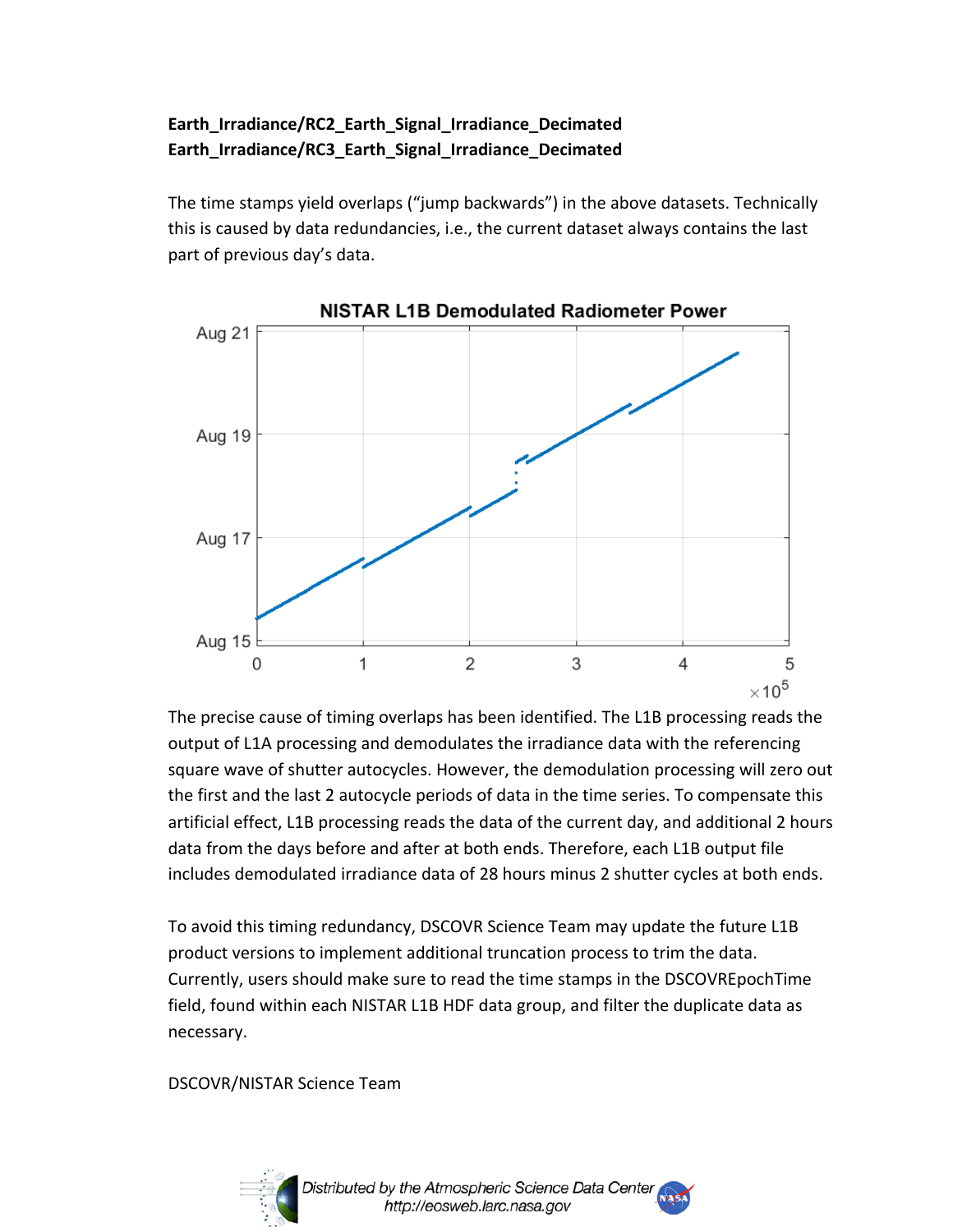**Earth_Irradiance/RC2_Earth_Signal_Irradiance_Decimated**
**Earth_Irradiance/RC3_Earth_Signal_Irradiance_Decimated**

The time stamps yield overlaps ("jump backwards") in the above datasets. Technically this is caused by data redundancies, i.e., the current dataset always contains the last part of previous day's data.

The precise cause of timing overlaps has been identified. The L1B processing reads the output of L1A processing and demodulates the irradiance data with the referencing square wave of shutter autocycles. However, the demodulation processing will zero out the first and the last 2 autocycle periods of data in the time series. To compensate this artificial effect, L1B processing reads the data of the current day, and additional 2 hours data from the days before and after at both ends. Therefore, each L1B output file includes demodulated irradiance data of 28 hours minus 2 shutter cycles at both ends.

To avoid this timing redundancy, DSCOVR Science Team may update the future L1B product versions to implement additional truncation process to trim the data. Currently, users should make sure to read the time stamps in the DSCOVREpochTime field, found within each NISTAR L1B HDF data group, and filter the duplicate data as necessary.

DSCOVR/NISTAR Science Team

*Distributed by the Atmospheric Science Data Center*
*http://eosweb.larc.nasa.gov*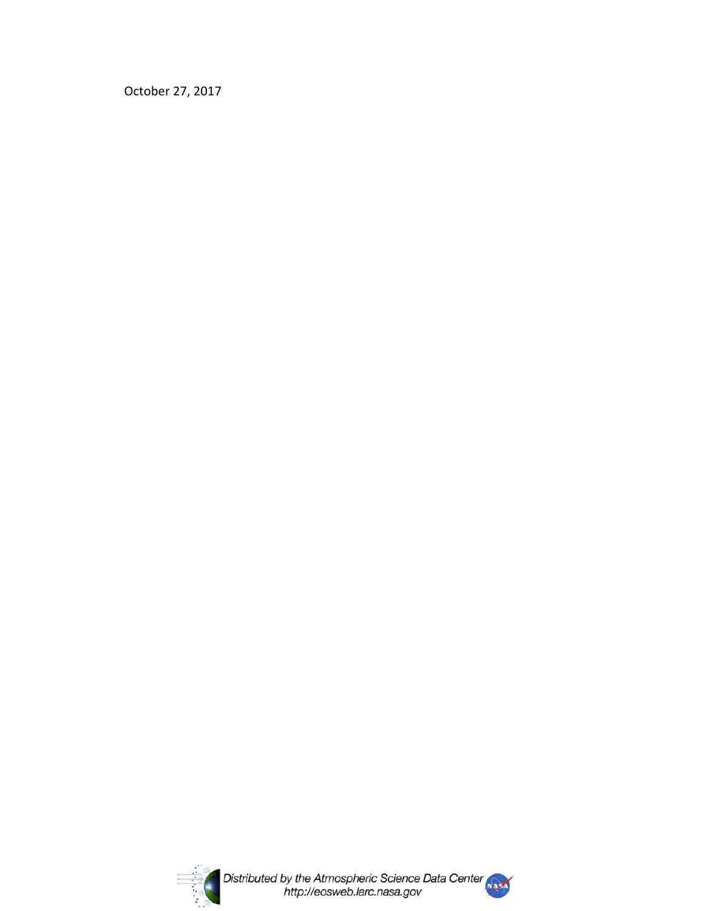October 27, 2017

Distributed by the Atmospheric Science Data Center
http://eosweb.larc.nasa.gov